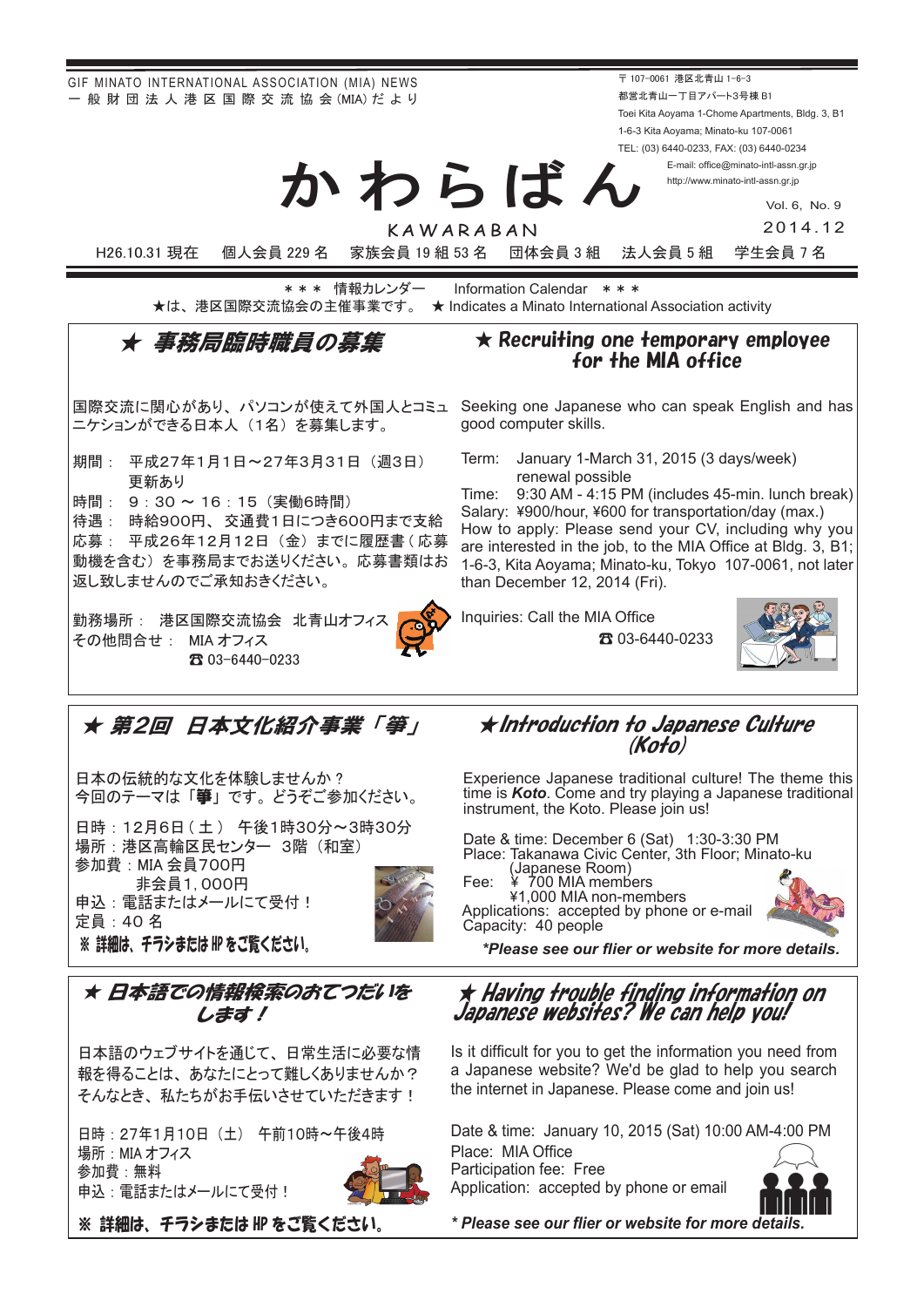GIF MINATO INTERNATIONAL ASSOCIATION (MIA) NEWS
一般財団法人港区国際交流協会(MIA)だより

〒107-0061 港区北青山1-6-3
都営北青山一丁目アパート3号棟B1
Toei Kita Aoyama 1-Chome Apartments, Bldg. 3, B1
1-6-3 Kita Aoyama; Minato-ku 107-0061
TEL: (03) 6440-0233, FAX: (03) 6440-0234
E-mail: office@minato-intl-assn.gr.jp
http://www.minato-intl-assn.gr.jp

# かわらばん
KAWARABAN

Vol. 6, No. 9
2014.12

H26.10.31 現在　個人会員 229 名　家族会員 19 組 53 名　団体会員 3 組　法人会員 5 組　学生会員 7 名

＊＊＊ 情報カレンダー　Information Calendar ＊＊＊
★は、港区国際交流協会の主催事業です。 ★ Indicates a Minato International Association activity

## ★ 事務局臨時職員の募集

国際交流に関心があり、パソコンが使えて外国人とコミュニケーションができる日本人（1名）を募集します。

期間：　平成27年1月1日～27年3月31日（週3日）更新あり
時間：　9：30 ～ 16：15（実働6時間）
待遇：　時給900円、交通費1日につき600円まで支給
応募：　平成26年12月12日（金）までに履歴書（応募動機を含む）を事務局までお送りください。応募書類はお返し致しませんのでご承知おきください。

勤務場所：　港区国際交流協会　北青山オフィス
その他問合せ：　MIA オフィス
☎ 03-6440-0233

## ★ Recruiting one temporary employee for the MIA office

Seeking one Japanese who can speak English and has good computer skills.

Term: January 1-March 31, 2015 (3 days/week) renewal possible
Time: 9:30 AM - 4:15 PM (includes 45-min. lunch break)
Salary: ¥900/hour, ¥600 for transportation/day (max.)
How to apply: Please send your CV, including why you are interested in the job, to the MIA Office at Bldg. 3, B1; 1-6-3, Kita Aoyama; Minato-ku, Tokyo 107-0061, not later than December 12, 2014 (Fri).

Inquiries: Call the MIA Office
☎ 03-6440-0233

## ★ 第2回　日本文化紹介事業「箏」

日本の伝統的な文化を体験しませんか？
今回のテーマは「**箏**」です。どうぞご参加ください。

日時：12月6日（土）　午後1時30分～3時30分
場所：港区高輪区民センター　3階（和室）
参加費：MIA 会員700円
　　　　非会員1,000円
申込：電話またはメールにて受付！
定員：40 名
**※ 詳細は、チラシまたは HP をご覧ください。**

## ★ Introduction to Japanese Culture (Koto)

Experience Japanese traditional culture! The theme this time is ***Koto***. Come and try playing a Japanese traditional instrument, the Koto. Please join us!

Date & time: December 6 (Sat)　1:30-3:30 PM
Place: Takanawa Civic Center, 3th Floor; Minato-ku (Japanese Room)
Fee:　¥ 700 MIA members
　　　¥1,000 MIA non-members
Applications: accepted by phone or e-mail
Capacity: 40 people

***Please see our flier or website for more details.**

## ★ 日本語での情報検索のおてつだいをします！

日本語のウェブサイトを通じて、日常生活に必要な情報を得ることは、あなたにとって難しくありませんか？そんなとき、私たちがお手伝いさせていただきます！

日時：27年1月10日（土）　午前10時～午後4時
場所：MIA オフィス
参加費：無料
申込：電話またはメールにて受付！

**※ 詳細は、チラシまたは HP をご覧ください。**

## ★ Having trouble finding information on Japanese websites? We can help you!

Is it difficult for you to get the information you need from a Japanese website? We'd be glad to help you search the internet in Japanese. Please come and join us!

Date & time: January 10, 2015 (Sat) 10:00 AM-4:00 PM
Place: MIA Office
Participation fee: Free
Application: accepted by phone or email

***\* Please see our flier or website for more details.***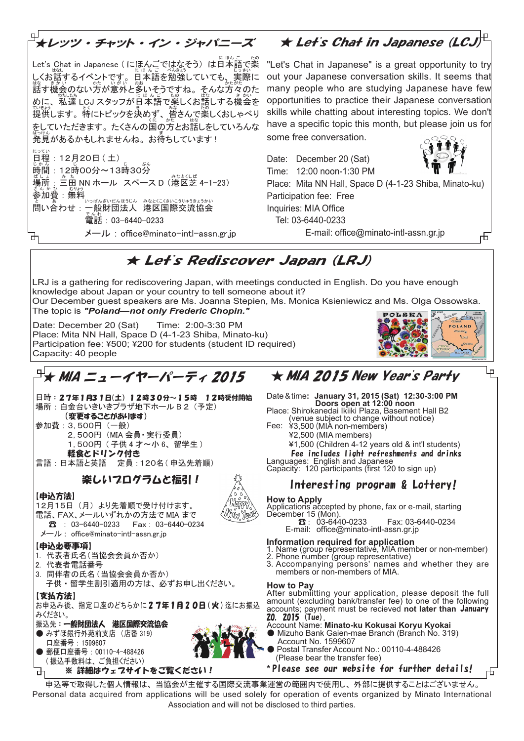## ★レッツ・チャット・イン・ジャパニーズ

Let's Chat in Japanese（にほんごではなそう）は日本語で楽しくお話するイベントです。日本語を勉強していても、実際に話す機会のない方が意外と多いそうですね。そんな方々のために、私達LCJスタッフが日本語で楽しくお話しする機会を提供します。特にトピックを決めず、皆さんで楽しくおしゃべりをしていただきます。たくさんの国の方とお話をしていろんな発見があるかもしれませんね。お待ちしています！

日程：12月20日（土）
時間：12時00分～13時30分
場所：三田NNホール　スペースD（港区芝 4-1-23）
参加費：無料
問い合わせ：一般財団法人　港区国際交流協会
電話：03-6440-0233
メール：office@minato-intl-assn.gr.jp

## ★Let's Chat in Japanese (LCJ)

"Let's Chat in Japanese" is a great opportunity to try out your Japanese conversation skills. It seems that many people who are studying Japanese have few opportunities to practice their Japanese conversation skills while chatting about interesting topics. We don't have a specific topic this month, but please join us for some free conversation.

Date: December 20 (Sat)
Time: 12:00 noon-1:30 PM
Place: Mita NN Hall, Space D (4-1-23 Shiba, Minato-ku)
Participation fee: Free
Inquiries: MIA Office
Tel: 03-6440-0233
E-mail: office@minato-intl-assn.gr.jp

## ★Let's Rediscover Japan (LRJ)

LRJ is a gathering for rediscovering Japan, with meetings conducted in English. Do you have enough knowledge about Japan or your country to tell someone about it?
Our December guest speakers are Ms. Joanna Stepien, Ms. Monica Ksieniewicz and Ms. Olga Ossowska.
The topic is ***"Poland—not only Frederic Chopin."***

Date: December 20 (Sat)　Time: 2:00-3:30 PM
Place: Mita NN Hall, Space D (4-1-23 Shiba, Minato-ku)
Participation fee: ¥500; ¥200 for students (student ID required)
Capacity: 40 people

## ★MIA ニューイヤーパーティ 2015

日時：**27年1月31日(土) 12時30分～15時　12時受付開始**
場所：白金台いきいきプラザ地下ホールB2（予定）
**（変更することがあります）**
参加費：3,500円（一般）
2,500円（MIA会員・実行委員）
1,500円（子供4才～小6、留学生）
**軽食とドリンク付き**
言語：日本語と英語　定員：120名（申込先着順）

### 楽しいプログラムと福引！

**【申込方法】**
12月15日（月）より先着順で受け付けます。
電話、FAX、メールいずれかの方法でMIAまで
☎：03-6440-0233　Fax：03-6440-0234
メール：office@minato-intl-assn.gr.jp

**【申込必要事項】**
1. 代表者氏名（当協会会員か否か）
2. 代表者電話番号
3. 同伴者の氏名（当協会会員か否か）
子供・留学生割引適用の方は、必ずお申し出ください。

**【支払方法】**
お申込み後、指定口座のどちらかに**27年1月20日（火）**迄にお振込みください。
振込先：**一般財団法人　港区国際交流協会**
- みずほ銀行外苑前支店（店番319）
口座番号：1599607
- 郵便口座番号：00110-4-488426
（振込手数料は、ご負担ください）

**※ 詳細はウェブサイトをご覧ください！**

## ★MIA 2015 New Year's Party

Date＆time: **January 31, 2015 (Sat) 12:30-3:00 PM**
**Doors open at 12:00 noon**
Place: Shirokanedai Ikiiki Plaza, Basement Hall B2
(venue subject to change without notice)
Fee: ¥3,500 (MIA non-members)
¥2,500 (MIA members)
¥1,500 (Children 4-12 years old & int'l students)
***Fee includes light refreshments and drinks***
Languages: English and Japanese
Capacity: 120 participants (first 120 to sign up)

### Interesting program & Lottery!

**How to Apply**
Applications accepted by phone, fax or e-mail, starting December 15 (Mon).
☎: 03-6440-0233　Fax: 03-6440-0234
E-mail: office@minato-intl-assn.gr.jp

**Information required for application**
1. Name (group representative, MIA member or non-member)
2. Phone number (group representative)
3. Accompanying persons' names and whether they are members or non-members of MIA.

**How to Pay**
After submitting your application, please deposit the full amount (excluding bank/transfer fee) to one of the following accounts; payment must be recieved **not later than January 20, 2015 (Tue).**
Account Name: **Minato-ku Kokusai Koryu Kyokai**
- Mizuho Bank Gaien-mae Branch (Branch No. 319)
Account No. 1599607
- Postal Transfer Account No.: 00110-4-488426
(Please bear the transfer fee)

***Please see our website for further details!**

申込等で取得した個人情報は、当協会が主催する国際交流事業運営の範囲内で使用し、外部に提供することはございません。
Personal data acquired from applications will be used solely for operation of events organized by Minato International Association and will not be disclosed to third parties.